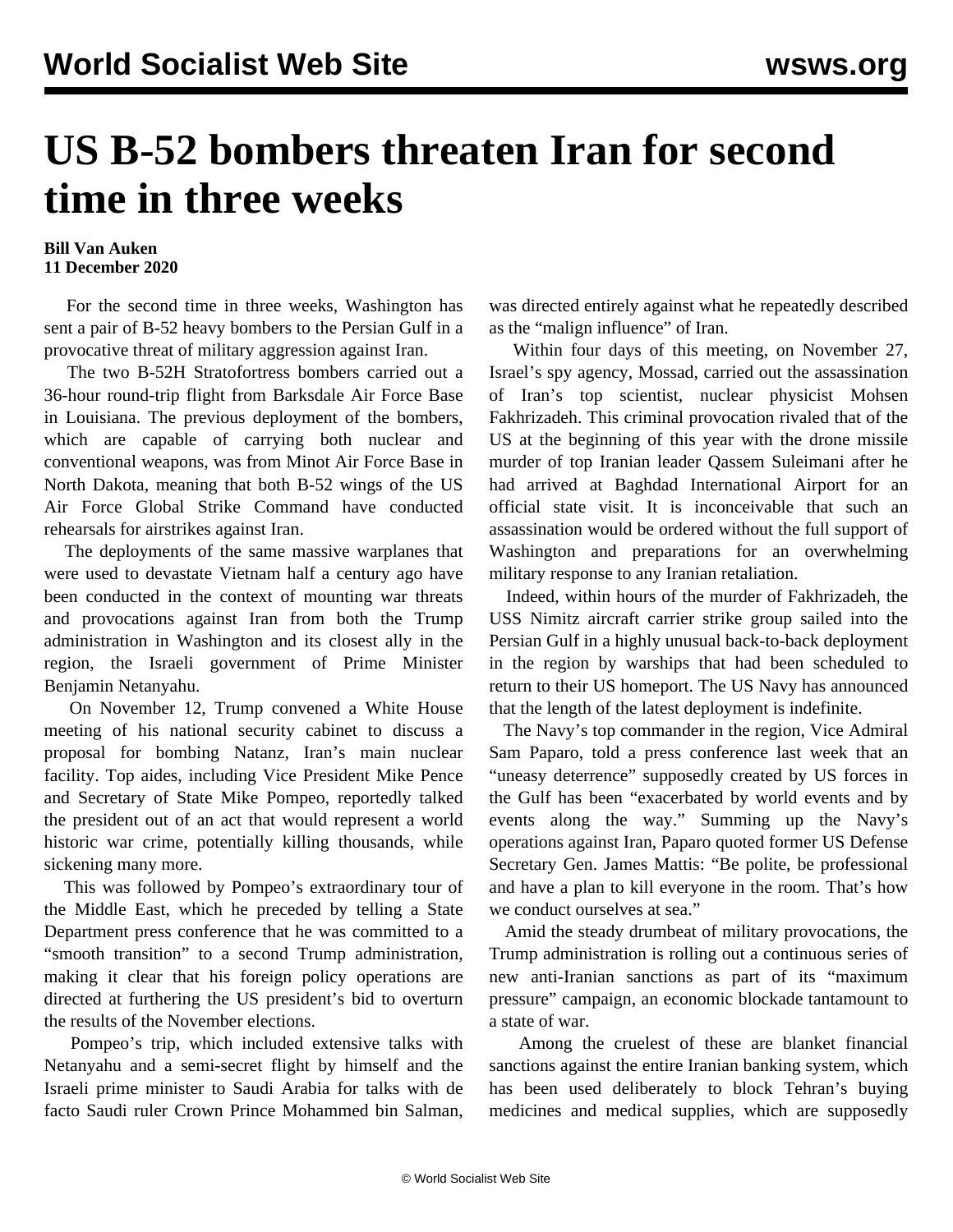# US B-52 bombers threaten Iran for second time in three weeks

**Bill Van Auken**
**11 December 2020**

For the second time in three weeks, Washington has sent a pair of B-52 heavy bombers to the Persian Gulf in a provocative threat of military aggression against Iran.

The two B-52H Stratofortress bombers carried out a 36-hour round-trip flight from Barksdale Air Force Base in Louisiana. The previous deployment of the bombers, which are capable of carrying both nuclear and conventional weapons, was from Minot Air Force Base in North Dakota, meaning that both B-52 wings of the US Air Force Global Strike Command have conducted rehearsals for airstrikes against Iran.

The deployments of the same massive warplanes that were used to devastate Vietnam half a century ago have been conducted in the context of mounting war threats and provocations against Iran from both the Trump administration in Washington and its closest ally in the region, the Israeli government of Prime Minister Benjamin Netanyahu.

On November 12, Trump convened a White House meeting of his national security cabinet to discuss a proposal for bombing Natanz, Iran's main nuclear facility. Top aides, including Vice President Mike Pence and Secretary of State Mike Pompeo, reportedly talked the president out of an act that would represent a world historic war crime, potentially killing thousands, while sickening many more.

This was followed by Pompeo's extraordinary tour of the Middle East, which he preceded by telling a State Department press conference that he was committed to a "smooth transition" to a second Trump administration, making it clear that his foreign policy operations are directed at furthering the US president's bid to overturn the results of the November elections.

Pompeo's trip, which included extensive talks with Netanyahu and a semi-secret flight by himself and the Israeli prime minister to Saudi Arabia for talks with de facto Saudi ruler Crown Prince Mohammed bin Salman, was directed entirely against what he repeatedly described as the "malign influence" of Iran.

Within four days of this meeting, on November 27, Israel's spy agency, Mossad, carried out the assassination of Iran's top scientist, nuclear physicist Mohsen Fakhrizadeh. This criminal provocation rivaled that of the US at the beginning of this year with the drone missile murder of top Iranian leader Qassem Suleimani after he had arrived at Baghdad International Airport for an official state visit. It is inconceivable that such an assassination would be ordered without the full support of Washington and preparations for an overwhelming military response to any Iranian retaliation.

Indeed, within hours of the murder of Fakhrizadeh, the USS Nimitz aircraft carrier strike group sailed into the Persian Gulf in a highly unusual back-to-back deployment in the region by warships that had been scheduled to return to their US homeport. The US Navy has announced that the length of the latest deployment is indefinite.

The Navy's top commander in the region, Vice Admiral Sam Paparo, told a press conference last week that an "uneasy deterrence" supposedly created by US forces in the Gulf has been "exacerbated by world events and by events along the way." Summing up the Navy's operations against Iran, Paparo quoted former US Defense Secretary Gen. James Mattis: "Be polite, be professional and have a plan to kill everyone in the room. That's how we conduct ourselves at sea."

Amid the steady drumbeat of military provocations, the Trump administration is rolling out a continuous series of new anti-Iranian sanctions as part of its "maximum pressure" campaign, an economic blockade tantamount to a state of war.

Among the cruelest of these are blanket financial sanctions against the entire Iranian banking system, which has been used deliberately to block Tehran's buying medicines and medical supplies, which are supposedly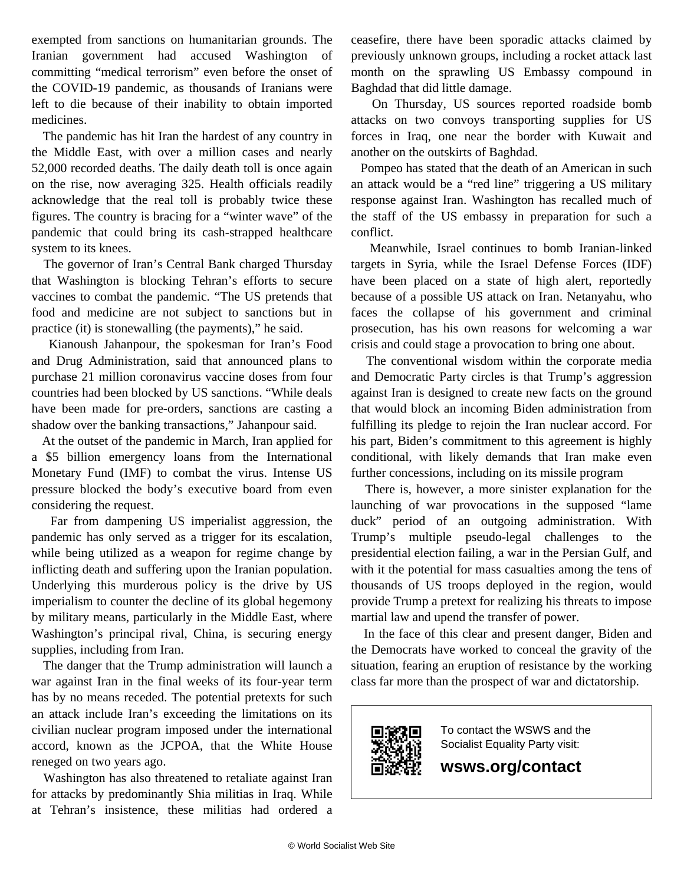exempted from sanctions on humanitarian grounds. The Iranian government had accused Washington of committing "medical terrorism" even before the onset of the COVID-19 pandemic, as thousands of Iranians were left to die because of their inability to obtain imported medicines.

The pandemic has hit Iran the hardest of any country in the Middle East, with over a million cases and nearly 52,000 recorded deaths. The daily death toll is once again on the rise, now averaging 325. Health officials readily acknowledge that the real toll is probably twice these figures. The country is bracing for a "winter wave" of the pandemic that could bring its cash-strapped healthcare system to its knees.

The governor of Iran's Central Bank charged Thursday that Washington is blocking Tehran's efforts to secure vaccines to combat the pandemic. "The US pretends that food and medicine are not subject to sanctions but in practice (it) is stonewalling (the payments)," he said.

Kianoush Jahanpour, the spokesman for Iran's Food and Drug Administration, said that announced plans to purchase 21 million coronavirus vaccine doses from four countries had been blocked by US sanctions. "While deals have been made for pre-orders, sanctions are casting a shadow over the banking transactions," Jahanpour said.

At the outset of the pandemic in March, Iran applied for a $5 billion emergency loans from the International Monetary Fund (IMF) to combat the virus. Intense US pressure blocked the body's executive board from even considering the request.

Far from dampening US imperialist aggression, the pandemic has only served as a trigger for its escalation, while being utilized as a weapon for regime change by inflicting death and suffering upon the Iranian population. Underlying this murderous policy is the drive by US imperialism to counter the decline of its global hegemony by military means, particularly in the Middle East, where Washington's principal rival, China, is securing energy supplies, including from Iran.

The danger that the Trump administration will launch a war against Iran in the final weeks of its four-year term has by no means receded. The potential pretexts for such an attack include Iran's exceeding the limitations on its civilian nuclear program imposed under the international accord, known as the JCPOA, that the White House reneged on two years ago.

Washington has also threatened to retaliate against Iran for attacks by predominantly Shia militias in Iraq. While at Tehran's insistence, these militias had ordered a ceasefire, there have been sporadic attacks claimed by previously unknown groups, including a rocket attack last month on the sprawling US Embassy compound in Baghdad that did little damage.

On Thursday, US sources reported roadside bomb attacks on two convoys transporting supplies for US forces in Iraq, one near the border with Kuwait and another on the outskirts of Baghdad.

Pompeo has stated that the death of an American in such an attack would be a "red line" triggering a US military response against Iran. Washington has recalled much of the staff of the US embassy in preparation for such a conflict.

Meanwhile, Israel continues to bomb Iranian-linked targets in Syria, while the Israel Defense Forces (IDF) have been placed on a state of high alert, reportedly because of a possible US attack on Iran. Netanyahu, who faces the collapse of his government and criminal prosecution, has his own reasons for welcoming a war crisis and could stage a provocation to bring one about.

The conventional wisdom within the corporate media and Democratic Party circles is that Trump's aggression against Iran is designed to create new facts on the ground that would block an incoming Biden administration from fulfilling its pledge to rejoin the Iran nuclear accord. For his part, Biden's commitment to this agreement is highly conditional, with likely demands that Iran make even further concessions, including on its missile program

There is, however, a more sinister explanation for the launching of war provocations in the supposed "lame duck" period of an outgoing administration. With Trump's multiple pseudo-legal challenges to the presidential election failing, a war in the Persian Gulf, and with it the potential for mass casualties among the tens of thousands of US troops deployed in the region, would provide Trump a pretext for realizing his threats to impose martial law and upend the transfer of power.

In the face of this clear and present danger, Biden and the Democrats have worked to conceal the gravity of the situation, fearing an eruption of resistance by the working class far more than the prospect of war and dictatorship.

To contact the WSWS and the Socialist Equality Party visit:

**wsws.org/contact**